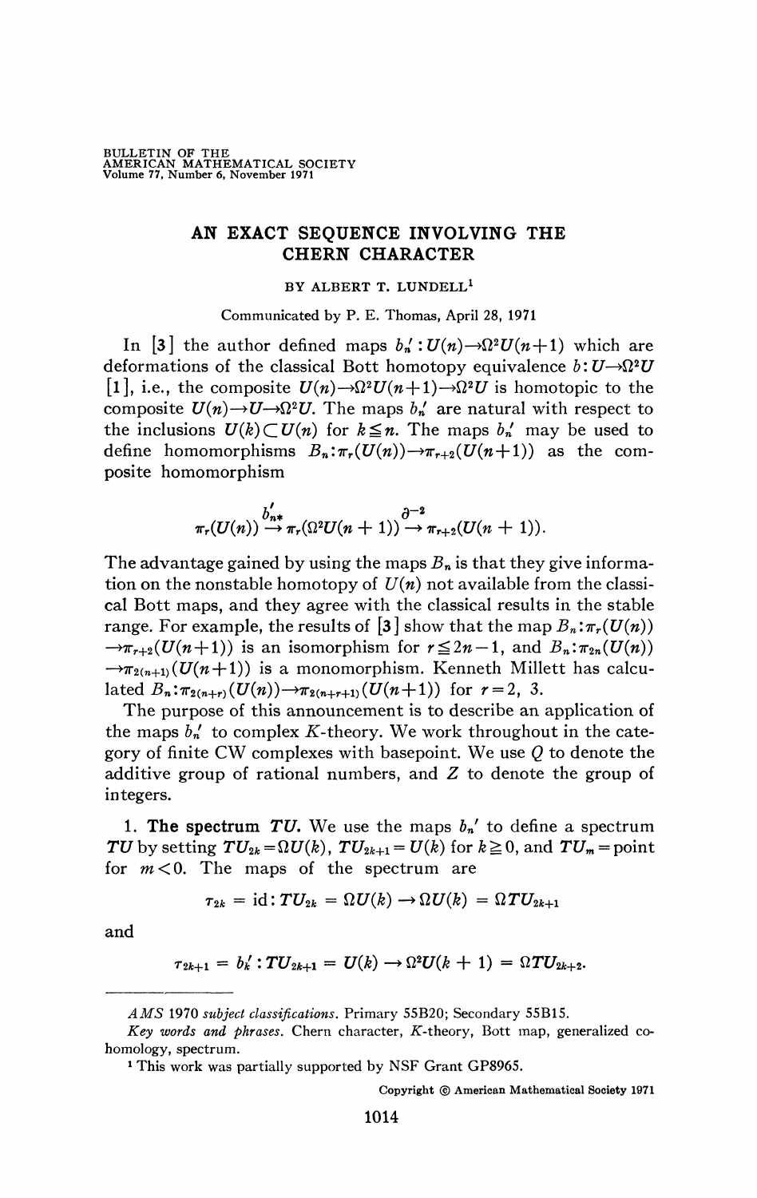# AN EXACT SEQUENCE INVOLVING THE CHERN CHARACTER

BY ALBERT T. LUNDELL[1]

Communicated by P. E. Thomas, April 28, 1971

In [3] the author defined maps $b_n' : U(n) \to \Omega^2 U(n+1)$ which are deformations of the classical Bott homotopy equivalence $b : U \to \Omega^2 U$ [1], i.e., the composite $U(n) \to \Omega^2 U(n+1) \to \Omega^2 U$ is homotopic to the composite $U(n) \to U \to \Omega^2 U$. The maps $b_n'$ are natural with respect to the inclusions $U(k) \subset U(n)$ for $k \leqq n$. The maps $b_n'$ may be used to define homomorphisms $B_n : \pi_r(U(n)) \to \pi_{r+2}(U(n+1))$ as the composite homomorphism

$$\pi_r(U(n)) \xrightarrow{b'_{n*}} \pi_r(\Omega^2 U(n+1)) \xrightarrow{\partial^{-2}} \pi_{r+2}(U(n+1)).$$

The advantage gained by using the maps $B_n$ is that they give information on the nonstable homotopy of $U(n)$ not available from the classical Bott maps, and they agree with the classical results in the stable range. For example, the results of [3] show that the map $B_n : \pi_r(U(n)) \to \pi_{r+2}(U(n+1))$ is an isomorphism for $r \leqq 2n-1$, and $B_n : \pi_{2n}(U(n)) \to \pi_{2(n+1)}(U(n+1))$ is a monomorphism. Kenneth Millett has calculated $B_n : \pi_{2(n+r)}(U(n)) \to \pi_{2(n+r+1)}(U(n+1))$ for $r = 2, 3$.

The purpose of this announcement is to describe an application of the maps $b_n'$ to complex $K$-theory. We work throughout in the category of finite CW complexes with basepoint. We use $Q$ to denote the additive group of rational numbers, and $Z$ to denote the group of integers.

1. **The spectrum $TU$.** We use the maps $b_n'$ to define a spectrum $TU$ by setting $TU_{2k} = \Omega U(k)$, $TU_{2k+1} = U(k)$ for $k \geqq 0$, and $TU_m = \text{point}$ for $m < 0$. The maps of the spectrum are

$$\tau_{2k} = \text{id} : TU_{2k} = \Omega U(k) \to \Omega U(k) = \Omega TU_{2k+1}$$

and

$$\tau_{2k+1} = b_k' : TU_{2k+1} = U(k) \to \Omega^2 U(k+1) = \Omega TU_{2k+2}.$$

---

*AMS 1970 subject classifications.* Primary 55B20; Secondary 55B15.

*Key words and phrases.* Chern character, $K$-theory, Bott map, generalized cohomology, spectrum.

[1] This work was partially supported by NSF Grant GP8965.

Copyright © American Mathematical Society 1971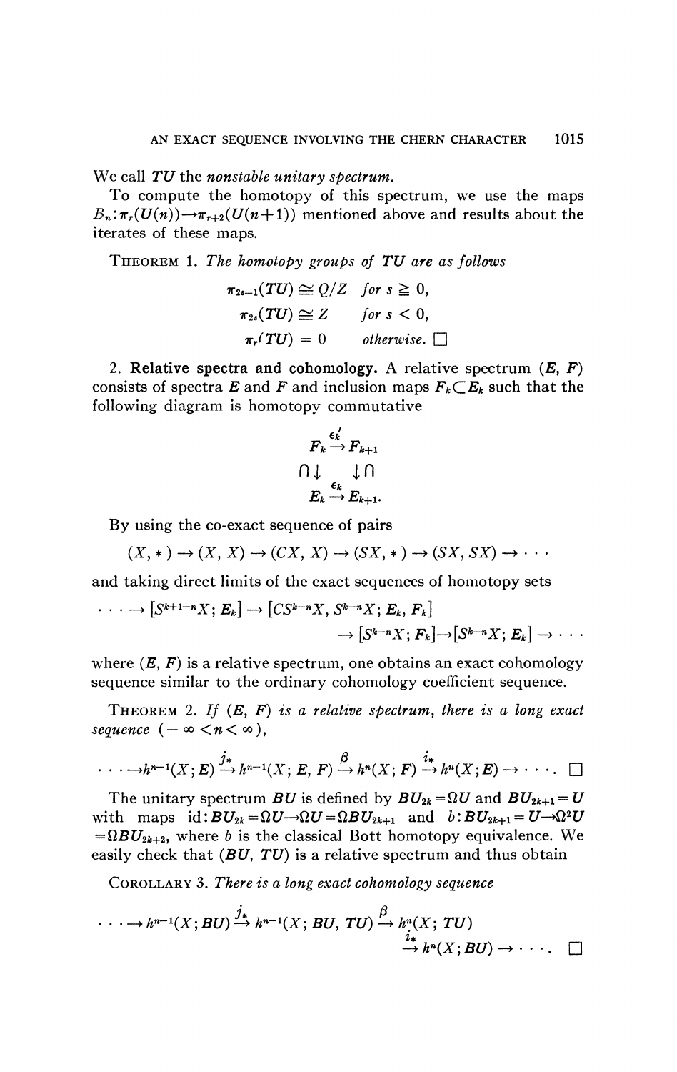We call $\boldsymbol{TU}$ the *nonstable unitary spectrum*.

To compute the homotopy of this spectrum, we use the maps $B_n: \pi_r(U(n)) \to \pi_{r+2}(U(n+1))$ mentioned above and results about the iterates of these maps.

THEOREM 1. *The homotopy groups of* $\boldsymbol{TU}$ *are as follows*

$$\pi_{2s-1}(\boldsymbol{TU}) \cong Q/Z \quad \text{for } s \geq 0,$$
$$\pi_{2s}(\boldsymbol{TU}) \cong Z \quad \text{for } s < 0,$$
$$\pi_r(\boldsymbol{TU}) = 0 \quad \text{otherwise.} \ \square$$

2. **Relative spectra and cohomology.** A relative spectrum $(\boldsymbol{E}, \boldsymbol{F})$ consists of spectra $\boldsymbol{E}$ and $\boldsymbol{F}$ and inclusion maps $F_k \subset E_k$ such that the following diagram is homotopy commutative

$$\begin{array}{ccc} F_k & \xrightarrow{\epsilon_k'} & F_{k+1} \\ \cap \downarrow & & \downarrow \cap \\ E_k & \xrightarrow{\epsilon_k} & E_{k+1}. \end{array}$$

By using the co-exact sequence of pairs

$$(X, *) \to (X, X) \to (CX, X) \to (SX, *) \to (SX, SX) \to \cdots$$

and taking direct limits of the exact sequences of homotopy sets

$$\cdots \to [S^{k+1-n}X; E_k] \to [CS^{k-n}X, S^{k-n}X; E_k, F_k] \to [S^{k-n}X; F_k] \to [S^{k-n}X; E_k] \to \cdots$$

where $(\boldsymbol{E}, \boldsymbol{F})$ is a relative spectrum, one obtains an exact cohomology sequence similar to the ordinary cohomology coefficient sequence.

THEOREM 2. *If* $(\boldsymbol{E}, \boldsymbol{F})$ *is a relative spectrum, there is a long exact sequence* $(-\infty < n < \infty)$,

$$\cdots \to h^{n-1}(X; \boldsymbol{E}) \xrightarrow{j_*} h^{n-1}(X; \boldsymbol{E}, \boldsymbol{F}) \xrightarrow{\beta} h^n(X; \boldsymbol{F}) \xrightarrow{i_*} h^n(X; \boldsymbol{E}) \to \cdots. \ \square$$

The unitary spectrum $\boldsymbol{BU}$ is defined by $\boldsymbol{BU}_{2k} = \Omega U$ and $\boldsymbol{BU}_{2k+1} = U$ with maps $\mathrm{id}: \boldsymbol{BU}_{2k} = \Omega U \to \Omega U = \Omega \boldsymbol{BU}_{2k+1}$ and $b: \boldsymbol{BU}_{2k+1} = U \to \Omega^2 U = \Omega \boldsymbol{BU}_{2k+2}$, where $b$ is the classical Bott homotopy equivalence. We easily check that $(\boldsymbol{BU}, \boldsymbol{TU})$ is a relative spectrum and thus obtain

COROLLARY 3. *There is a long exact cohomology sequence*

$$\cdots \to h^{n-1}(X; \boldsymbol{BU}) \xrightarrow{j_*} h^{n-1}(X; \boldsymbol{BU}, \boldsymbol{TU}) \xrightarrow{\beta} h^n(X; \boldsymbol{TU}) \xrightarrow{i_*} h^n(X; \boldsymbol{BU}) \to \cdots. \ \square$$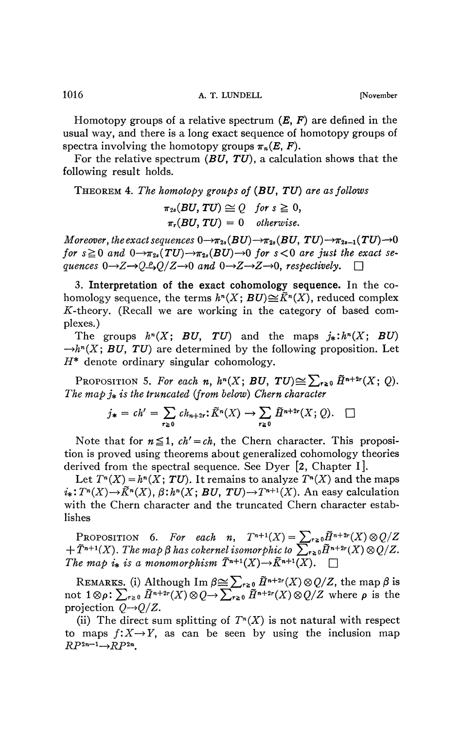Homotopy groups of a relative spectrum $(\boldsymbol{E}, \boldsymbol{F})$ are defined in the usual way, and there is a long exact sequence of homotopy groups of spectra involving the homotopy groups $\pi_n(\boldsymbol{E}, \boldsymbol{F})$.

For the relative spectrum $(\boldsymbol{BU}, \boldsymbol{TU})$, a calculation shows that the following result holds.

THEOREM 4. *The homotopy groups of* $(\boldsymbol{BU}, \boldsymbol{TU})$ *are as follows*

$$\pi_{2s}(\boldsymbol{BU}, \boldsymbol{TU}) \cong Q \quad \text{for } s \geq 0,$$
$$\pi_r(\boldsymbol{BU}, \boldsymbol{TU}) = 0 \quad \text{otherwise.}$$

*Moreover, the exact sequences* $0 \to \pi_{2s}(\boldsymbol{BU}) \to \pi_{2s}(\boldsymbol{BU}, \boldsymbol{TU}) \to \pi_{2s-1}(\boldsymbol{TU}) \to 0$ *for* $s \geq 0$ *and* $0 \to \pi_{2s}(\boldsymbol{TU}) \to \pi_{2s}(\boldsymbol{BU}) \to 0$ *for* $s < 0$ *are just the exact sequences* $0 \to Z \to Q \xrightarrow{\rho} Q/Z \to 0$ *and* $0 \to Z \to Z \to 0$, *respectively.* $\square$

3. **Interpretation of the exact cohomology sequence.** In the cohomology sequence, the terms $h^n(X; \boldsymbol{BU}) \cong \tilde{K}^n(X)$, reduced complex $K$-theory. (Recall we are working in the category of based complexes.)

The groups $h^n(X; \boldsymbol{BU}, \boldsymbol{TU})$ and the maps $j_*: h^n(X; \boldsymbol{BU}) \to h^n(X; \boldsymbol{BU}, \boldsymbol{TU})$ are determined by the following proposition. Let $H^*$ denote ordinary singular cohomology.

PROPOSITION 5. *For each* $n$, $h^n(X; \boldsymbol{BU}, \boldsymbol{TU}) \cong \sum_{r \geq 0} \tilde{H}^{n+2r}(X; Q)$. *The map* $j_*$ *is the truncated (from below) Chern character*

$$j_* = ch' = \sum_{r \geq 0} ch_{n+2r}: \tilde{K}^n(X) \to \sum_{r \geq 0} \tilde{H}^{n+2r}(X; Q). \quad \square$$

Note that for $n \leq 1$, $ch' = ch$, the Chern character. This proposition is proved using theorems about generalized cohomology theories derived from the spectral sequence. See Dyer [2, Chapter I].

Let $T^n(X) = h^n(X; \boldsymbol{TU})$. It remains to analyze $T^n(X)$ and the maps $i_*: T^n(X) \to \tilde{K}^n(X)$, $\beta: h^n(X; \boldsymbol{BU}, \boldsymbol{TU}) \to T^{n+1}(X)$. An easy calculation with the Chern character and the truncated Chern character establishes

PROPOSITION 6. *For each* $n$, $T^{n+1}(X) = \sum_{r \geq 0} \tilde{H}^{n+2r}(X) \otimes Q/Z + \tilde{T}^{n+1}(X)$. *The map* $\beta$ *has cokernel isomorphic to* $\sum_{r \geq 0} \tilde{H}^{n+2r}(X) \otimes Q/Z$. *The map* $i_*$ *is a monomorphism* $\tilde{T}^{n+1}(X) \to \tilde{K}^{n+1}(X)$. $\square$

REMARKS. (i) Although $\operatorname{Im} \beta \cong \sum_{r \geq 0} \tilde{H}^{n+2r}(X) \otimes Q/Z$, the map $\beta$ is not $1 \otimes \rho: \sum_{r \geq 0} \tilde{H}^{n+2r}(X) \otimes Q \to \sum_{r \geq 0} \tilde{H}^{n+2r}(X) \otimes Q/Z$ where $\rho$ is the projection $Q \to Q/Z$.

(ii) The direct sum splitting of $T^n(X)$ is not natural with respect to maps $f: X \to Y$, as can be seen by using the inclusion map $RP^{2n-1} \to RP^{2n}$.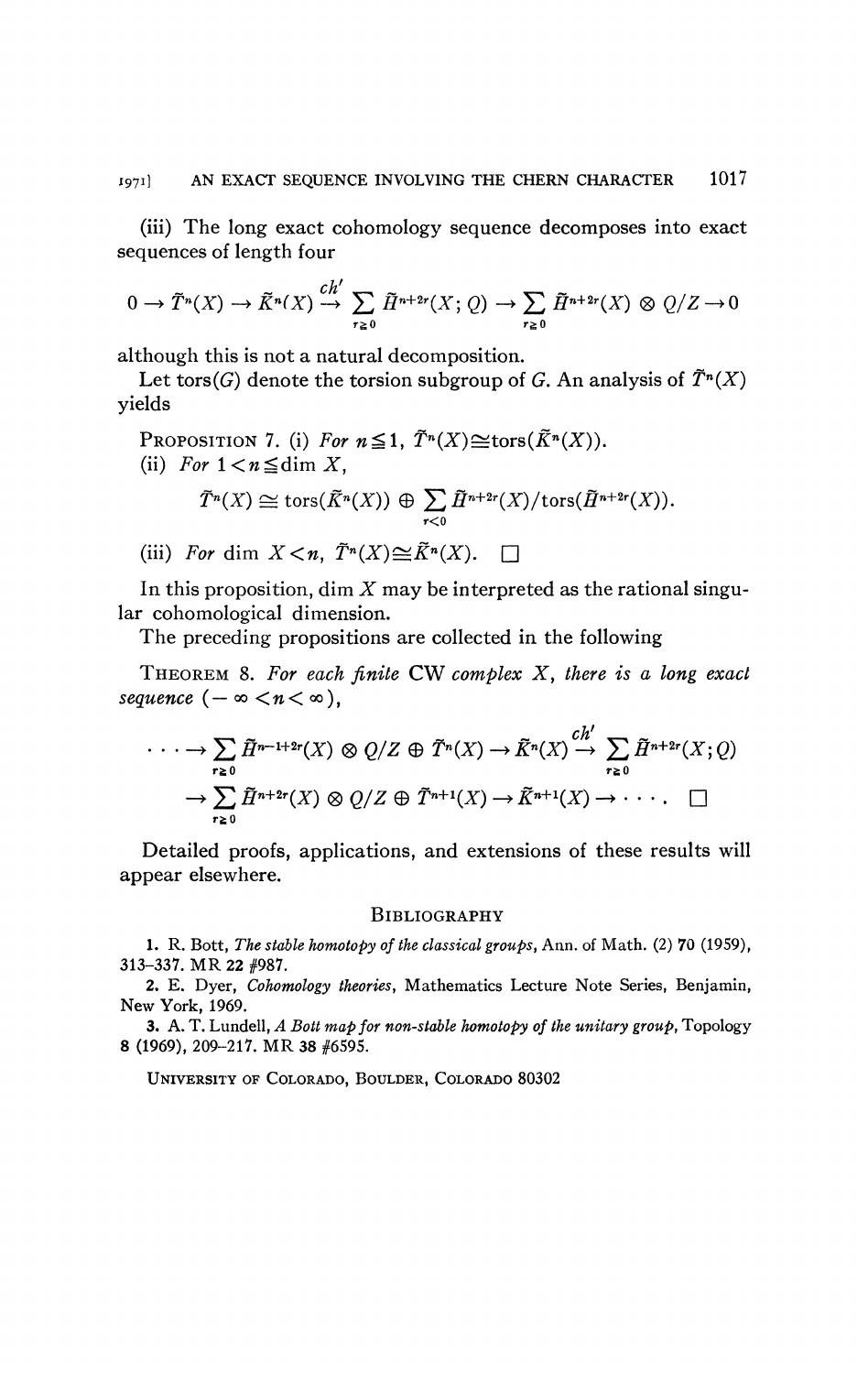(iii) The long exact cohomology sequence decomposes into exact sequences of length four

$$0 \to \tilde{T}^n(X) \to \tilde{K}^n(X) \xrightarrow{ch'} \sum_{r \geq 0} \tilde{H}^{n+2r}(X; Q) \to \sum_{r \geq 0} \tilde{H}^{n+2r}(X) \otimes Q/Z \to 0$$

although this is not a natural decomposition.

Let tors$(G)$ denote the torsion subgroup of $G$. An analysis of $\tilde{T}^n(X)$ yields

PROPOSITION 7. (i) *For* $n \leqq 1$, $\tilde{T}^n(X) \cong \operatorname{tors}(\tilde{K}^n(X))$.

(ii) *For* $1 < n \leqq \dim X$,

$$\tilde{T}^n(X) \cong \operatorname{tors}(\tilde{K}^n(X)) \oplus \sum_{r<0} \tilde{H}^{n+2r}(X)/\operatorname{tors}(\tilde{H}^{n+2r}(X)).$$

(iii) *For* $\dim X < n$, $\tilde{T}^n(X) \cong \tilde{K}^n(X)$. □

In this proposition, $\dim X$ may be interpreted as the rational singular cohomological dimension.

The preceding propositions are collected in the following

THEOREM 8. *For each finite* CW *complex* $X$, *there is a long exact sequence* $(-\infty < n < \infty)$,

$$\cdots \to \sum_{r \geq 0} \tilde{H}^{n-1+2r}(X) \otimes Q/Z \oplus \tilde{T}^n(X) \to \tilde{K}^n(X) \xrightarrow{ch'} \sum_{r \geq 0} \tilde{H}^{n+2r}(X; Q)$$
$$\to \sum_{r \geq 0} \tilde{H}^{n+2r}(X) \otimes Q/Z \oplus \tilde{T}^{n+1}(X) \to \tilde{K}^{n+1}(X) \to \cdots. \quad \square$$

Detailed proofs, applications, and extensions of these results will appear elsewhere.

## BIBLIOGRAPHY

1. R. Bott, *The stable homotopy of the classical groups*, Ann. of Math. (2) **70** (1959), 313–337. MR **22** #987.

2. E. Dyer, *Cohomology theories*, Mathematics Lecture Note Series, Benjamin, New York, 1969.

3. A. T. Lundell, *A Bott map for non-stable homotopy of the unitary group*, Topology **8** (1969), 209–217. MR **38** #6595.

UNIVERSITY OF COLORADO, BOULDER, COLORADO 80302